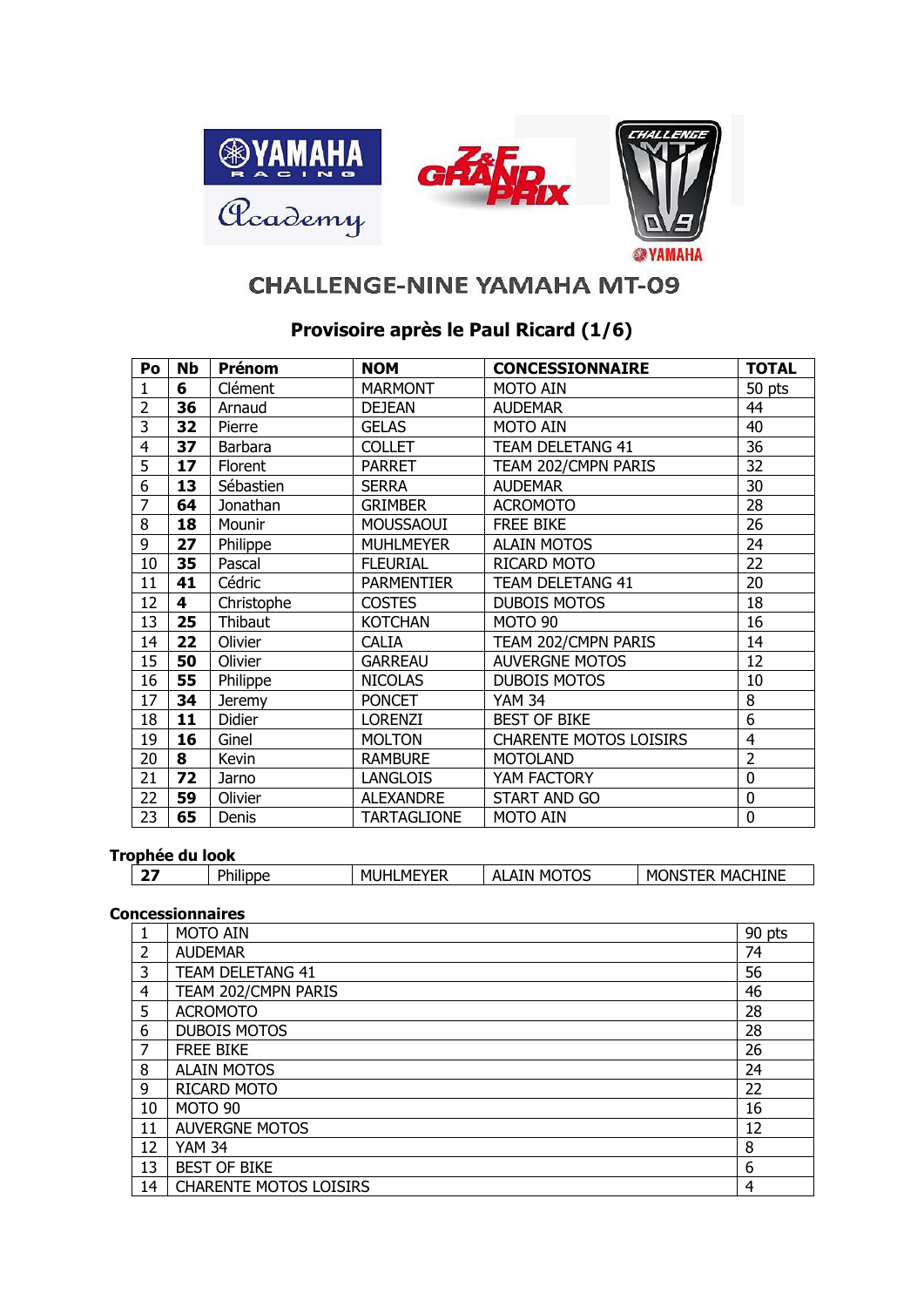# CHALLENGE-NINE YAMAHA MT-09

## Provisoire après le Paul Ricard (1/6)

| Po | Nb | Prénom | NOM | CONCESSIONNAIRE | TOTAL |
|---|---|---|---|---|---|
| 1 | **6** | Clément | MARMONT | MOTO AIN | 50 pts |
| 2 | **36** | Arnaud | DEJEAN | AUDEMAR | 44 |
| 3 | **32** | Pierre | GELAS | MOTO AIN | 40 |
| 4 | **37** | Barbara | COLLET | TEAM DELETANG 41 | 36 |
| 5 | **17** | Florent | PARRET | TEAM 202/CMPN PARIS | 32 |
| 6 | **13** | Sébastien | SERRA | AUDEMAR | 30 |
| 7 | **64** | Jonathan | GRIMBER | ACROMOTO | 28 |
| 8 | **18** | Mounir | MOUSSAOUI | FREE BIKE | 26 |
| 9 | **27** | Philippe | MUHLMEYER | ALAIN MOTOS | 24 |
| 10 | **35** | Pascal | FLEURIAL | RICARD MOTO | 22 |
| 11 | **41** | Cédric | PARMENTIER | TEAM DELETANG 41 | 20 |
| 12 | **4** | Christophe | COSTES | DUBOIS MOTOS | 18 |
| 13 | **25** | Thibaut | KOTCHAN | MOTO 90 | 16 |
| 14 | **22** | Olivier | CALIA | TEAM 202/CMPN PARIS | 14 |
| 15 | **50** | Olivier | GARREAU | AUVERGNE MOTOS | 12 |
| 16 | **55** | Philippe | NICOLAS | DUBOIS MOTOS | 10 |
| 17 | **34** | Jeremy | PONCET | YAM 34 | 8 |
| 18 | **11** | Didier | LORENZI | BEST OF BIKE | 6 |
| 19 | **16** | Ginel | MOLTON | CHARENTE MOTOS LOISIRS | 4 |
| 20 | **8** | Kevin | RAMBURE | MOTOLAND | 2 |
| 21 | **72** | Jarno | LANGLOIS | YAM FACTORY | 0 |
| 22 | **59** | Olivier | ALEXANDRE | START AND GO | 0 |
| 23 | **65** | Denis | TARTAGLIONE | MOTO AIN | 0 |

**Trophée du look**

| | | | | |
|---|---|---|---|---|
| **27** | Philippe | MUHLMEYER | ALAIN MOTOS | MONSTER MACHINE |

**Concessionnaires**

| | | |
|---|---|---|
| 1 | MOTO AIN | 90 pts |
| 2 | AUDEMAR | 74 |
| 3 | TEAM DELETANG 41 | 56 |
| 4 | TEAM 202/CMPN PARIS | 46 |
| 5 | ACROMOTO | 28 |
| 6 | DUBOIS MOTOS | 28 |
| 7 | FREE BIKE | 26 |
| 8 | ALAIN MOTOS | 24 |
| 9 | RICARD MOTO | 22 |
| 10 | MOTO 90 | 16 |
| 11 | AUVERGNE MOTOS | 12 |
| 12 | YAM 34 | 8 |
| 13 | BEST OF BIKE | 6 |
| 14 | CHARENTE MOTOS LOISIRS | 4 |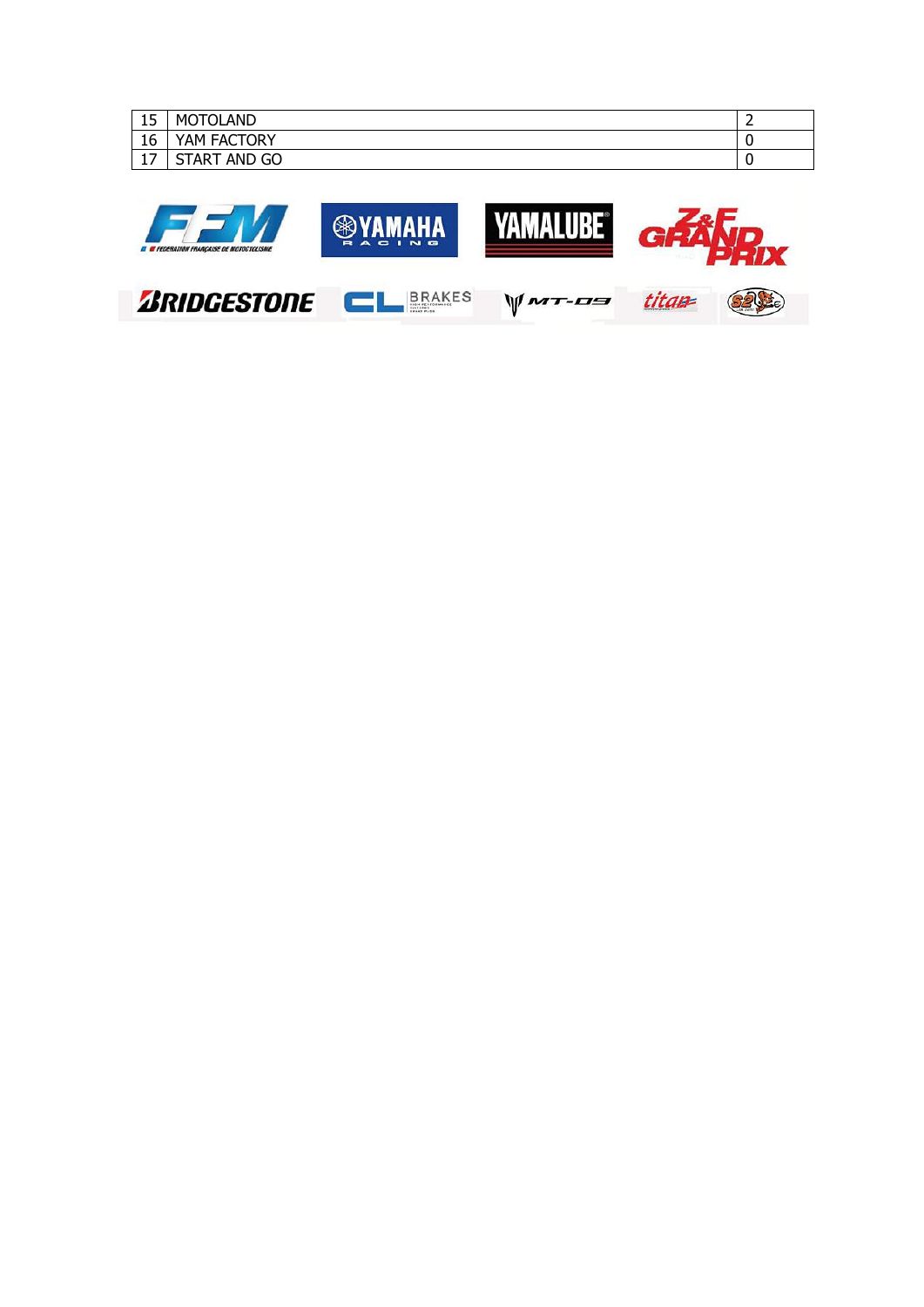| | | |
|---|---|---|
| 15 | MOTOLAND | 2 |
| 16 | YAM FACTORY | 0 |
| 17 | START AND GO | 0 |